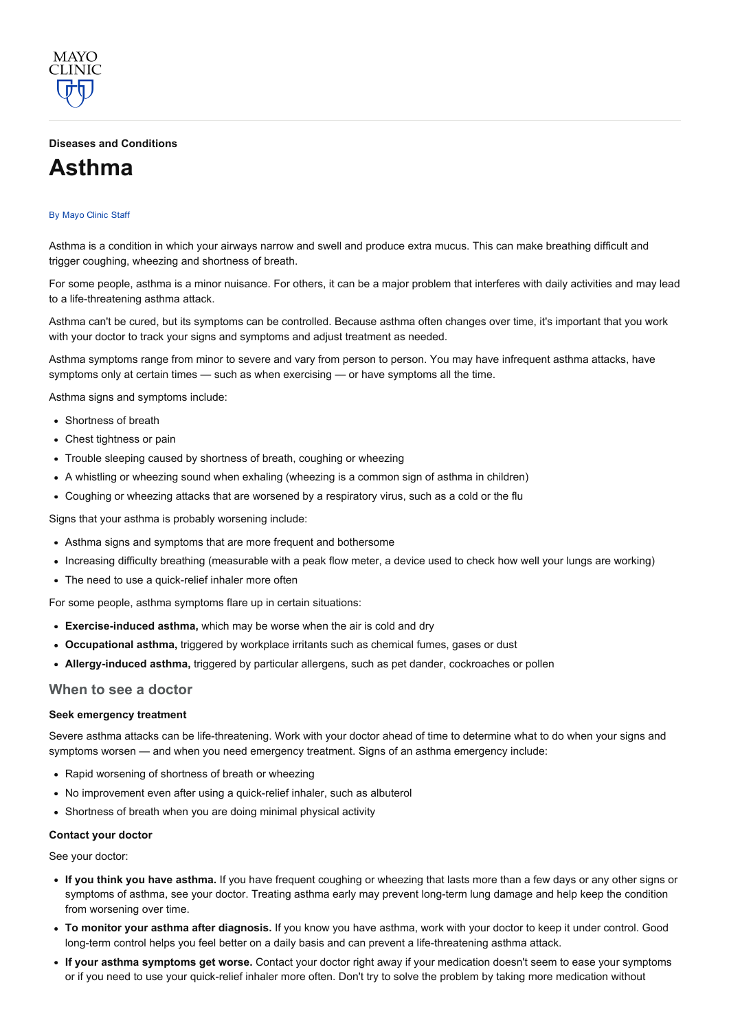Diseases and Conditions

# Asthma

By Mayo Clinic Staff

Asthma is a condition in which your airways narrow and swell and produce extra mucus. This can make breathing difficult and trigger coughing, wheezing and shortness of breath.

For some people, asthma is a minor nuisance. For others, it can be a major problem that interferes with daily activities and may lead to a life-threatening asthma attack.

Asthma can't be cured, but its symptoms can be controlled. Because asthma often changes over time, it's important that you work with your doctor to track your signs and symptoms and adjust treatment as needed.

Asthma symptoms range from minor to severe and vary from person to person. You may have infrequent asthma attacks, have symptoms only at certain times — such as when exercising — or have symptoms all the time.

Asthma signs and symptoms include:

- Shortness of breath
- Chest tightness or pain
- Trouble sleeping caused by shortness of breath, coughing or wheezing
- A whistling or wheezing sound when exhaling (wheezing is a common sign of asthma in children)
- Coughing or wheezing attacks that are worsened by a respiratory virus, such as a cold or the flu

Signs that your asthma is probably worsening include:

- Asthma signs and symptoms that are more frequent and bothersome
- Increasing difficulty breathing (measurable with a peak flow meter, a device used to check how well your lungs are working)
- The need to use a quick-relief inhaler more often

For some people, asthma symptoms flare up in certain situations:

- **Exercise-induced asthma,** which may be worse when the air is cold and dry
- **Occupational asthma,** triggered by workplace irritants such as chemical fumes, gases or dust
- **Allergy-induced asthma,** triggered by particular allergens, such as pet dander, cockroaches or pollen

## When to see a doctor

### Seek emergency treatment

Severe asthma attacks can be life-threatening. Work with your doctor ahead of time to determine what to do when your signs and symptoms worsen — and when you need emergency treatment. Signs of an asthma emergency include:

- Rapid worsening of shortness of breath or wheezing
- No improvement even after using a quick-relief inhaler, such as albuterol
- Shortness of breath when you are doing minimal physical activity

### Contact your doctor

See your doctor:

- **If you think you have asthma.** If you have frequent coughing or wheezing that lasts more than a few days or any other signs or symptoms of asthma, see your doctor. Treating asthma early may prevent long-term lung damage and help keep the condition from worsening over time.
- **To monitor your asthma after diagnosis.** If you know you have asthma, work with your doctor to keep it under control. Good long-term control helps you feel better on a daily basis and can prevent a life-threatening asthma attack.
- **If your asthma symptoms get worse.** Contact your doctor right away if your medication doesn't seem to ease your symptoms or if you need to use your quick-relief inhaler more often. Don't try to solve the problem by taking more medication without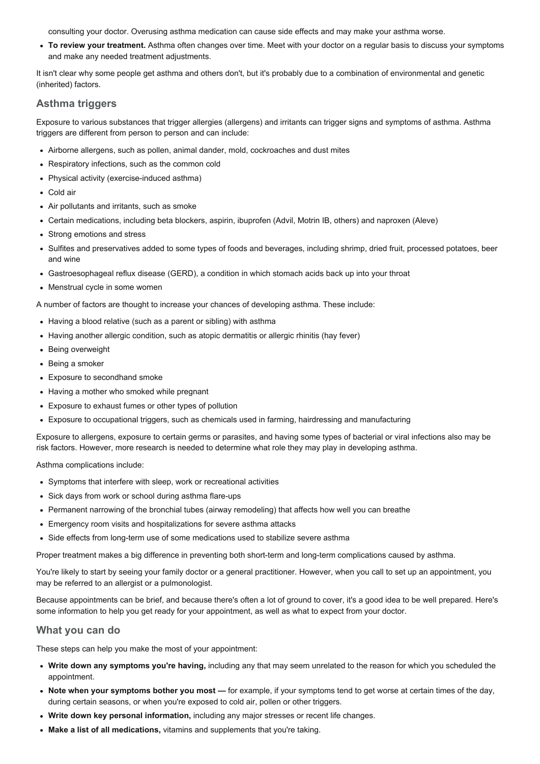consulting your doctor. Overusing asthma medication can cause side effects and may make your asthma worse.

- **To review your treatment.** Asthma often changes over time. Meet with your doctor on a regular basis to discuss your symptoms and make any needed treatment adjustments.

It isn't clear why some people get asthma and others don't, but it's probably due to a combination of environmental and genetic (inherited) factors.

## Asthma triggers

Exposure to various substances that trigger allergies (allergens) and irritants can trigger signs and symptoms of asthma. Asthma triggers are different from person to person and can include:

- Airborne allergens, such as pollen, animal dander, mold, cockroaches and dust mites
- Respiratory infections, such as the common cold
- Physical activity (exercise-induced asthma)
- Cold air
- Air pollutants and irritants, such as smoke
- Certain medications, including beta blockers, aspirin, ibuprofen (Advil, Motrin IB, others) and naproxen (Aleve)
- Strong emotions and stress
- Sulfites and preservatives added to some types of foods and beverages, including shrimp, dried fruit, processed potatoes, beer and wine
- Gastroesophageal reflux disease (GERD), a condition in which stomach acids back up into your throat
- Menstrual cycle in some women

A number of factors are thought to increase your chances of developing asthma. These include:

- Having a blood relative (such as a parent or sibling) with asthma
- Having another allergic condition, such as atopic dermatitis or allergic rhinitis (hay fever)
- Being overweight
- Being a smoker
- Exposure to secondhand smoke
- Having a mother who smoked while pregnant
- Exposure to exhaust fumes or other types of pollution
- Exposure to occupational triggers, such as chemicals used in farming, hairdressing and manufacturing

Exposure to allergens, exposure to certain germs or parasites, and having some types of bacterial or viral infections also may be risk factors. However, more research is needed to determine what role they may play in developing asthma.

Asthma complications include:

- Symptoms that interfere with sleep, work or recreational activities
- Sick days from work or school during asthma flare-ups
- Permanent narrowing of the bronchial tubes (airway remodeling) that affects how well you can breathe
- Emergency room visits and hospitalizations for severe asthma attacks
- Side effects from long-term use of some medications used to stabilize severe asthma

Proper treatment makes a big difference in preventing both short-term and long-term complications caused by asthma.

You're likely to start by seeing your family doctor or a general practitioner. However, when you call to set up an appointment, you may be referred to an allergist or a pulmonologist.

Because appointments can be brief, and because there's often a lot of ground to cover, it's a good idea to be well prepared. Here's some information to help you get ready for your appointment, as well as what to expect from your doctor.

## What you can do

These steps can help you make the most of your appointment:

- **Write down any symptoms you're having,** including any that may seem unrelated to the reason for which you scheduled the appointment.
- **Note when your symptoms bother you most —** for example, if your symptoms tend to get worse at certain times of the day, during certain seasons, or when you're exposed to cold air, pollen or other triggers.
- **Write down key personal information,** including any major stresses or recent life changes.
- **Make a list of all medications,** vitamins and supplements that you're taking.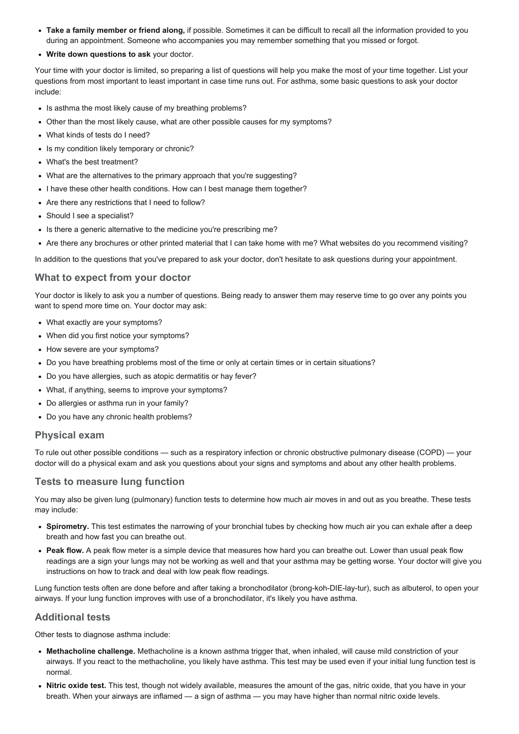- **Take a family member or friend along,** if possible. Sometimes it can be difficult to recall all the information provided to you during an appointment. Someone who accompanies you may remember something that you missed or forgot.
- **Write down questions to ask** your doctor.

Your time with your doctor is limited, so preparing a list of questions will help you make the most of your time together. List your questions from most important to least important in case time runs out. For asthma, some basic questions to ask your doctor include:

- Is asthma the most likely cause of my breathing problems?
- Other than the most likely cause, what are other possible causes for my symptoms?
- What kinds of tests do I need?
- Is my condition likely temporary or chronic?
- What's the best treatment?
- What are the alternatives to the primary approach that you're suggesting?
- I have these other health conditions. How can I best manage them together?
- Are there any restrictions that I need to follow?
- Should I see a specialist?
- Is there a generic alternative to the medicine you're prescribing me?
- Are there any brochures or other printed material that I can take home with me? What websites do you recommend visiting?

In addition to the questions that you've prepared to ask your doctor, don't hesitate to ask questions during your appointment.

### What to expect from your doctor

Your doctor is likely to ask you a number of questions. Being ready to answer them may reserve time to go over any points you want to spend more time on. Your doctor may ask:

- What exactly are your symptoms?
- When did you first notice your symptoms?
- How severe are your symptoms?
- Do you have breathing problems most of the time or only at certain times or in certain situations?
- Do you have allergies, such as atopic dermatitis or hay fever?
- What, if anything, seems to improve your symptoms?
- Do allergies or asthma run in your family?
- Do you have any chronic health problems?

### Physical exam

To rule out other possible conditions — such as a respiratory infection or chronic obstructive pulmonary disease (COPD) — your doctor will do a physical exam and ask you questions about your signs and symptoms and about any other health problems.

### Tests to measure lung function

You may also be given lung (pulmonary) function tests to determine how much air moves in and out as you breathe. These tests may include:

- **Spirometry.** This test estimates the narrowing of your bronchial tubes by checking how much air you can exhale after a deep breath and how fast you can breathe out.
- **Peak flow.** A peak flow meter is a simple device that measures how hard you can breathe out. Lower than usual peak flow readings are a sign your lungs may not be working as well and that your asthma may be getting worse. Your doctor will give you instructions on how to track and deal with low peak flow readings.

Lung function tests often are done before and after taking a bronchodilator (brong-koh-DIE-lay-tur), such as albuterol, to open your airways. If your lung function improves with use of a bronchodilator, it's likely you have asthma.

### Additional tests

Other tests to diagnose asthma include:

- **Methacholine challenge.** Methacholine is a known asthma trigger that, when inhaled, will cause mild constriction of your airways. If you react to the methacholine, you likely have asthma. This test may be used even if your initial lung function test is normal.
- **Nitric oxide test.** This test, though not widely available, measures the amount of the gas, nitric oxide, that you have in your breath. When your airways are inflamed — a sign of asthma — you may have higher than normal nitric oxide levels.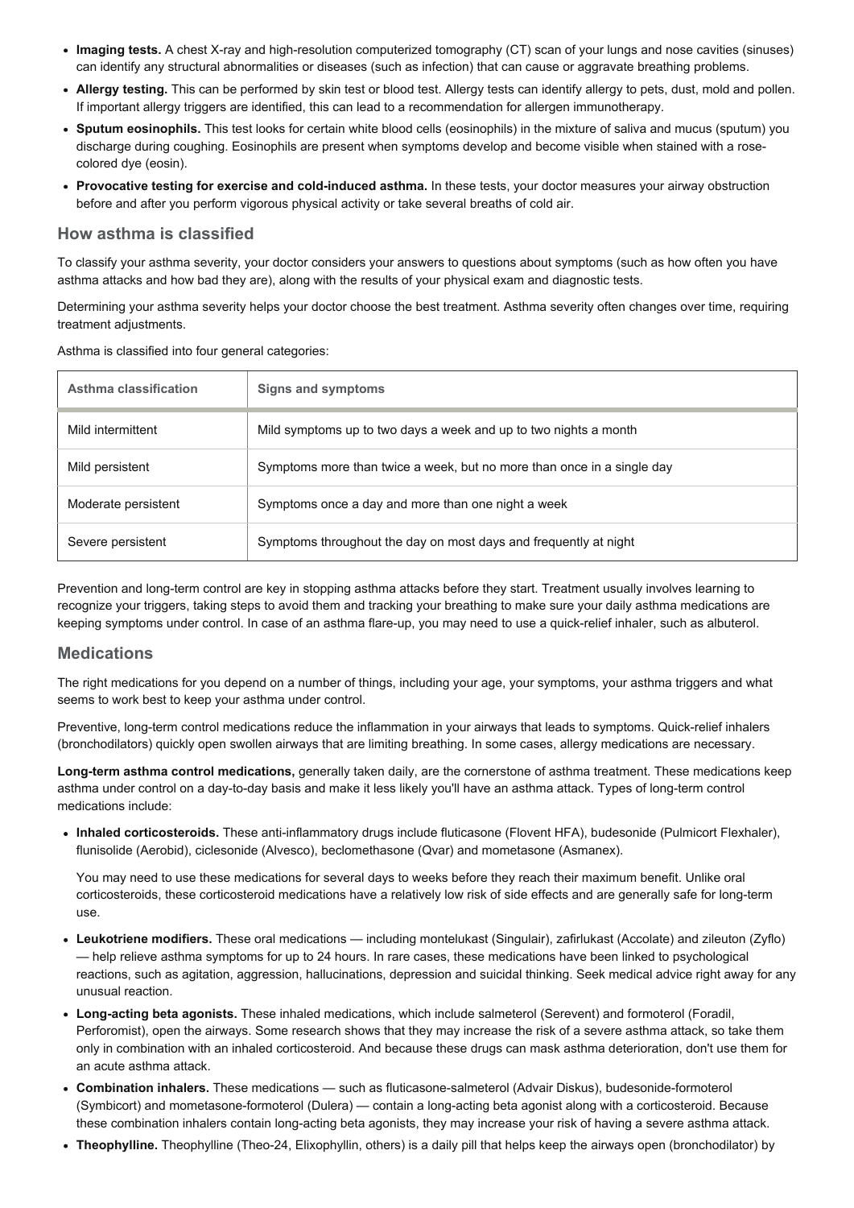- **Imaging tests.** A chest X-ray and high-resolution computerized tomography (CT) scan of your lungs and nose cavities (sinuses) can identify any structural abnormalities or diseases (such as infection) that can cause or aggravate breathing problems.
- **Allergy testing.** This can be performed by skin test or blood test. Allergy tests can identify allergy to pets, dust, mold and pollen. If important allergy triggers are identified, this can lead to a recommendation for allergen immunotherapy.
- **Sputum eosinophils.** This test looks for certain white blood cells (eosinophils) in the mixture of saliva and mucus (sputum) you discharge during coughing. Eosinophils are present when symptoms develop and become visible when stained with a rose-colored dye (eosin).
- **Provocative testing for exercise and cold-induced asthma.** In these tests, your doctor measures your airway obstruction before and after you perform vigorous physical activity or take several breaths of cold air.

## How asthma is classified

To classify your asthma severity, your doctor considers your answers to questions about symptoms (such as how often you have asthma attacks and how bad they are), along with the results of your physical exam and diagnostic tests.

Determining your asthma severity helps your doctor choose the best treatment. Asthma severity often changes over time, requiring treatment adjustments.

Asthma is classified into four general categories:

| Asthma classification | Signs and symptoms |
| --- | --- |
| Mild intermittent | Mild symptoms up to two days a week and up to two nights a month |
| Mild persistent | Symptoms more than twice a week, but no more than once in a single day |
| Moderate persistent | Symptoms once a day and more than one night a week |
| Severe persistent | Symptoms throughout the day on most days and frequently at night |

Prevention and long-term control are key in stopping asthma attacks before they start. Treatment usually involves learning to recognize your triggers, taking steps to avoid them and tracking your breathing to make sure your daily asthma medications are keeping symptoms under control. In case of an asthma flare-up, you may need to use a quick-relief inhaler, such as albuterol.

## Medications

The right medications for you depend on a number of things, including your age, your symptoms, your asthma triggers and what seems to work best to keep your asthma under control.

Preventive, long-term control medications reduce the inflammation in your airways that leads to symptoms. Quick-relief inhalers (bronchodilators) quickly open swollen airways that are limiting breathing. In some cases, allergy medications are necessary.

**Long-term asthma control medications,** generally taken daily, are the cornerstone of asthma treatment. These medications keep asthma under control on a day-to-day basis and make it less likely you'll have an asthma attack. Types of long-term control medications include:

- **Inhaled corticosteroids.** These anti-inflammatory drugs include fluticasone (Flovent HFA), budesonide (Pulmicort Flexhaler), flunisolide (Aerobid), ciclesonide (Alvesco), beclomethasone (Qvar) and mometasone (Asmanex).

  You may need to use these medications for several days to weeks before they reach their maximum benefit. Unlike oral corticosteroids, these corticosteroid medications have a relatively low risk of side effects and are generally safe for long-term use.

- **Leukotriene modifiers.** These oral medications — including montelukast (Singulair), zafirlukast (Accolate) and zileuton (Zyflo) — help relieve asthma symptoms for up to 24 hours. In rare cases, these medications have been linked to psychological reactions, such as agitation, aggression, hallucinations, depression and suicidal thinking. Seek medical advice right away for any unusual reaction.
- **Long-acting beta agonists.** These inhaled medications, which include salmeterol (Serevent) and formoterol (Foradil, Perforomist), open the airways. Some research shows that they may increase the risk of a severe asthma attack, so take them only in combination with an inhaled corticosteroid. And because these drugs can mask asthma deterioration, don't use them for an acute asthma attack.
- **Combination inhalers.** These medications — such as fluticasone-salmeterol (Advair Diskus), budesonide-formoterol (Symbicort) and mometasone-formoterol (Dulera) — contain a long-acting beta agonist along with a corticosteroid. Because these combination inhalers contain long-acting beta agonists, they may increase your risk of having a severe asthma attack.
- **Theophylline.** Theophylline (Theo-24, Elixophyllin, others) is a daily pill that helps keep the airways open (bronchodilator) by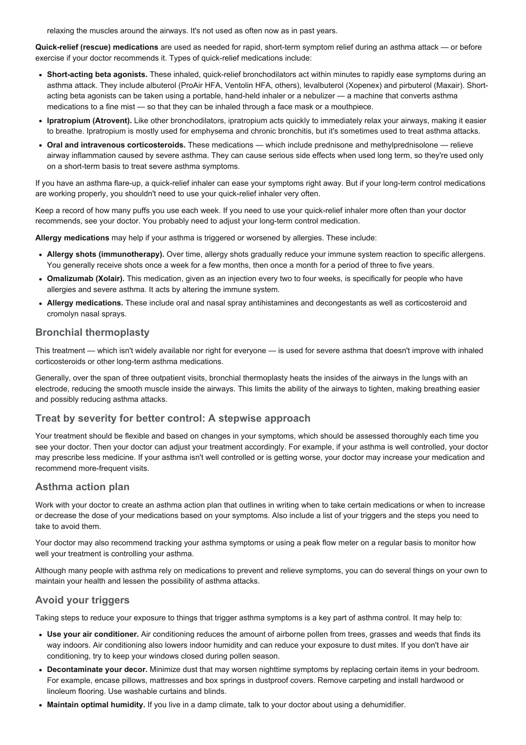relaxing the muscles around the airways. It's not used as often now as in past years.

**Quick-relief (rescue) medications** are used as needed for rapid, short-term symptom relief during an asthma attack — or before exercise if your doctor recommends it. Types of quick-relief medications include:

- **Short-acting beta agonists.** These inhaled, quick-relief bronchodilators act within minutes to rapidly ease symptoms during an asthma attack. They include albuterol (ProAir HFA, Ventolin HFA, others), levalbuterol (Xopenex) and pirbuterol (Maxair). Short-acting beta agonists can be taken using a portable, hand-held inhaler or a nebulizer — a machine that converts asthma medications to a fine mist — so that they can be inhaled through a face mask or a mouthpiece.
- **Ipratropium (Atrovent).** Like other bronchodilators, ipratropium acts quickly to immediately relax your airways, making it easier to breathe. Ipratropium is mostly used for emphysema and chronic bronchitis, but it's sometimes used to treat asthma attacks.
- **Oral and intravenous corticosteroids.** These medications — which include prednisone and methylprednisolone — relieve airway inflammation caused by severe asthma. They can cause serious side effects when used long term, so they're used only on a short-term basis to treat severe asthma symptoms.

If you have an asthma flare-up, a quick-relief inhaler can ease your symptoms right away. But if your long-term control medications are working properly, you shouldn't need to use your quick-relief inhaler very often.

Keep a record of how many puffs you use each week. If you need to use your quick-relief inhaler more often than your doctor recommends, see your doctor. You probably need to adjust your long-term control medication.

**Allergy medications** may help if your asthma is triggered or worsened by allergies. These include:

- **Allergy shots (immunotherapy).** Over time, allergy shots gradually reduce your immune system reaction to specific allergens. You generally receive shots once a week for a few months, then once a month for a period of three to five years.
- **Omalizumab (Xolair).** This medication, given as an injection every two to four weeks, is specifically for people who have allergies and severe asthma. It acts by altering the immune system.
- **Allergy medications.** These include oral and nasal spray antihistamines and decongestants as well as corticosteroid and cromolyn nasal sprays.

## Bronchial thermoplasty

This treatment — which isn't widely available nor right for everyone — is used for severe asthma that doesn't improve with inhaled corticosteroids or other long-term asthma medications.

Generally, over the span of three outpatient visits, bronchial thermoplasty heats the insides of the airways in the lungs with an electrode, reducing the smooth muscle inside the airways. This limits the ability of the airways to tighten, making breathing easier and possibly reducing asthma attacks.

## Treat by severity for better control: A stepwise approach

Your treatment should be flexible and based on changes in your symptoms, which should be assessed thoroughly each time you see your doctor. Then your doctor can adjust your treatment accordingly. For example, if your asthma is well controlled, your doctor may prescribe less medicine. If your asthma isn't well controlled or is getting worse, your doctor may increase your medication and recommend more-frequent visits.

## Asthma action plan

Work with your doctor to create an asthma action plan that outlines in writing when to take certain medications or when to increase or decrease the dose of your medications based on your symptoms. Also include a list of your triggers and the steps you need to take to avoid them.

Your doctor may also recommend tracking your asthma symptoms or using a peak flow meter on a regular basis to monitor how well your treatment is controlling your asthma.

Although many people with asthma rely on medications to prevent and relieve symptoms, you can do several things on your own to maintain your health and lessen the possibility of asthma attacks.

## Avoid your triggers

Taking steps to reduce your exposure to things that trigger asthma symptoms is a key part of asthma control. It may help to:

- **Use your air conditioner.** Air conditioning reduces the amount of airborne pollen from trees, grasses and weeds that finds its way indoors. Air conditioning also lowers indoor humidity and can reduce your exposure to dust mites. If you don't have air conditioning, try to keep your windows closed during pollen season.
- **Decontaminate your decor.** Minimize dust that may worsen nighttime symptoms by replacing certain items in your bedroom. For example, encase pillows, mattresses and box springs in dustproof covers. Remove carpeting and install hardwood or linoleum flooring. Use washable curtains and blinds.
- **Maintain optimal humidity.** If you live in a damp climate, talk to your doctor about using a dehumidifier.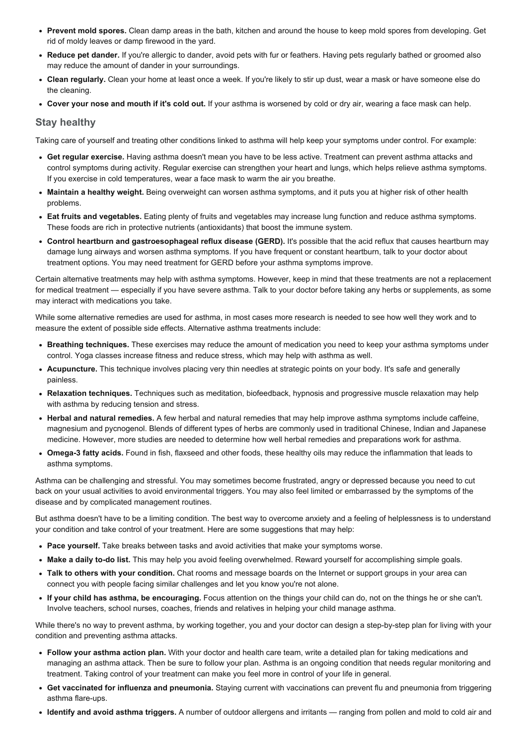- **Prevent mold spores.** Clean damp areas in the bath, kitchen and around the house to keep mold spores from developing. Get rid of moldy leaves or damp firewood in the yard.
- **Reduce pet dander.** If you're allergic to dander, avoid pets with fur or feathers. Having pets regularly bathed or groomed also may reduce the amount of dander in your surroundings.
- **Clean regularly.** Clean your home at least once a week. If you're likely to stir up dust, wear a mask or have someone else do the cleaning.
- **Cover your nose and mouth if it's cold out.** If your asthma is worsened by cold or dry air, wearing a face mask can help.

## Stay healthy

Taking care of yourself and treating other conditions linked to asthma will help keep your symptoms under control. For example:

- **Get regular exercise.** Having asthma doesn't mean you have to be less active. Treatment can prevent asthma attacks and control symptoms during activity. Regular exercise can strengthen your heart and lungs, which helps relieve asthma symptoms. If you exercise in cold temperatures, wear a face mask to warm the air you breathe.
- **Maintain a healthy weight.** Being overweight can worsen asthma symptoms, and it puts you at higher risk of other health problems.
- **Eat fruits and vegetables.** Eating plenty of fruits and vegetables may increase lung function and reduce asthma symptoms. These foods are rich in protective nutrients (antioxidants) that boost the immune system.
- **Control heartburn and gastroesophageal reflux disease (GERD).** It's possible that the acid reflux that causes heartburn may damage lung airways and worsen asthma symptoms. If you have frequent or constant heartburn, talk to your doctor about treatment options. You may need treatment for GERD before your asthma symptoms improve.

Certain alternative treatments may help with asthma symptoms. However, keep in mind that these treatments are not a replacement for medical treatment — especially if you have severe asthma. Talk to your doctor before taking any herbs or supplements, as some may interact with medications you take.

While some alternative remedies are used for asthma, in most cases more research is needed to see how well they work and to measure the extent of possible side effects. Alternative asthma treatments include:

- **Breathing techniques.** These exercises may reduce the amount of medication you need to keep your asthma symptoms under control. Yoga classes increase fitness and reduce stress, which may help with asthma as well.
- **Acupuncture.** This technique involves placing very thin needles at strategic points on your body. It's safe and generally painless.
- **Relaxation techniques.** Techniques such as meditation, biofeedback, hypnosis and progressive muscle relaxation may help with asthma by reducing tension and stress.
- **Herbal and natural remedies.** A few herbal and natural remedies that may help improve asthma symptoms include caffeine, magnesium and pycnogenol. Blends of different types of herbs are commonly used in traditional Chinese, Indian and Japanese medicine. However, more studies are needed to determine how well herbal remedies and preparations work for asthma.
- **Omega-3 fatty acids.** Found in fish, flaxseed and other foods, these healthy oils may reduce the inflammation that leads to asthma symptoms.

Asthma can be challenging and stressful. You may sometimes become frustrated, angry or depressed because you need to cut back on your usual activities to avoid environmental triggers. You may also feel limited or embarrassed by the symptoms of the disease and by complicated management routines.

But asthma doesn't have to be a limiting condition. The best way to overcome anxiety and a feeling of helplessness is to understand your condition and take control of your treatment. Here are some suggestions that may help:

- **Pace yourself.** Take breaks between tasks and avoid activities that make your symptoms worse.
- **Make a daily to-do list.** This may help you avoid feeling overwhelmed. Reward yourself for accomplishing simple goals.
- **Talk to others with your condition.** Chat rooms and message boards on the Internet or support groups in your area can connect you with people facing similar challenges and let you know you're not alone.
- **If your child has asthma, be encouraging.** Focus attention on the things your child can do, not on the things he or she can't. Involve teachers, school nurses, coaches, friends and relatives in helping your child manage asthma.

While there's no way to prevent asthma, by working together, you and your doctor can design a step-by-step plan for living with your condition and preventing asthma attacks.

- **Follow your asthma action plan.** With your doctor and health care team, write a detailed plan for taking medications and managing an asthma attack. Then be sure to follow your plan. Asthma is an ongoing condition that needs regular monitoring and treatment. Taking control of your treatment can make you feel more in control of your life in general.
- **Get vaccinated for influenza and pneumonia.** Staying current with vaccinations can prevent flu and pneumonia from triggering asthma flare-ups.
- **Identify and avoid asthma triggers.** A number of outdoor allergens and irritants — ranging from pollen and mold to cold air and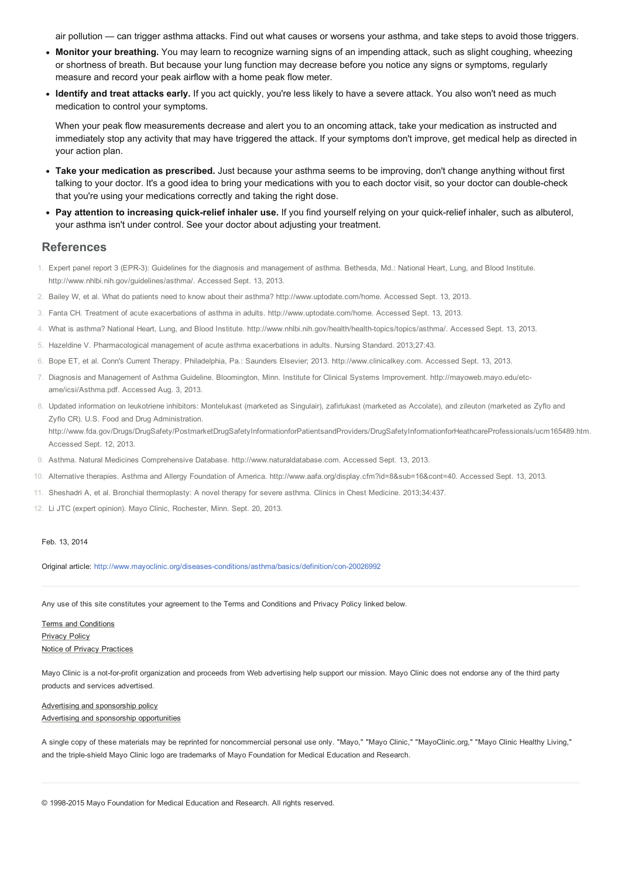air pollution — can trigger asthma attacks. Find out what causes or worsens your asthma, and take steps to avoid those triggers.

- **Monitor your breathing.** You may learn to recognize warning signs of an impending attack, such as slight coughing, wheezing or shortness of breath. But because your lung function may decrease before you notice any signs or symptoms, regularly measure and record your peak airflow with a home peak flow meter.
- **Identify and treat attacks early.** If you act quickly, you're less likely to have a severe attack. You also won't need as much medication to control your symptoms.

  When your peak flow measurements decrease and alert you to an oncoming attack, take your medication as instructed and immediately stop any activity that may have triggered the attack. If your symptoms don't improve, get medical help as directed in your action plan.

- **Take your medication as prescribed.** Just because your asthma seems to be improving, don't change anything without first talking to your doctor. It's a good idea to bring your medications with you to each doctor visit, so your doctor can double-check that you're using your medications correctly and taking the right dose.
- **Pay attention to increasing quick-relief inhaler use.** If you find yourself relying on your quick-relief inhaler, such as albuterol, your asthma isn't under control. See your doctor about adjusting your treatment.

## References

1. Expert panel report 3 (EPR-3): Guidelines for the diagnosis and management of asthma. Bethesda, Md.: National Heart, Lung, and Blood Institute. http://www.nhlbi.nih.gov/guidelines/asthma/. Accessed Sept. 13, 2013.
2. Bailey W, et al. What do patients need to know about their asthma? http://www.uptodate.com/home. Accessed Sept. 13, 2013.
3. Fanta CH. Treatment of acute exacerbations of asthma in adults. http://www.uptodate.com/home. Accessed Sept. 13, 2013.
4. What is asthma? National Heart, Lung, and Blood Institute. http://www.nhlbi.nih.gov/health/health-topics/topics/asthma/. Accessed Sept. 13, 2013.
5. Hazeldine V. Pharmacological management of acute asthma exacerbations in adults. Nursing Standard. 2013;27:43.
6. Bope ET, et al. Conn's Current Therapy. Philadelphia, Pa.: Saunders Elsevier; 2013. http://www.clinicalkey.com. Accessed Sept. 13, 2013.
7. Diagnosis and Management of Asthma Guideline. Bloomington, Minn. Institute for Clinical Systems Improvement. http://mayoweb.mayo.edu/etc-ame/icsi/Asthma.pdf. Accessed Aug. 3, 2013.
8. Updated information on leukotriene inhibitors: Montelukast (marketed as Singulair), zafirlukast (marketed as Accolate), and zileuton (marketed as Zyflo and Zyflo CR). U.S. Food and Drug Administration. http://www.fda.gov/Drugs/DrugSafety/PostmarketDrugSafetyInformationforPatientsandProviders/DrugSafetyInformationforHeathcareProfessionals/ucm165489.htm. Accessed Sept. 12, 2013.
9. Asthma. Natural Medicines Comprehensive Database. http://www.naturaldatabase.com. Accessed Sept. 13, 2013.
10. Alternative therapies. Asthma and Allergy Foundation of America. http://www.aafa.org/display.cfm?id=8&sub=16&cont=40. Accessed Sept. 13, 2013.
11. Sheshadri A, et al. Bronchial thermoplasty: A novel therapy for severe asthma. Clinics in Chest Medicine. 2013;34:437.
12. Li JTC (expert opinion). Mayo Clinic, Rochester, Minn. Sept. 20, 2013.

Feb. 13, 2014

Original article: http://www.mayoclinic.org/diseases-conditions/asthma/basics/definition/con-20026992

Any use of this site constitutes your agreement to the Terms and Conditions and Privacy Policy linked below.

Terms and Conditions
Privacy Policy
Notice of Privacy Practices

Mayo Clinic is a not-for-profit organization and proceeds from Web advertising help support our mission. Mayo Clinic does not endorse any of the third party products and services advertised.

Advertising and sponsorship policy
Advertising and sponsorship opportunities

A single copy of these materials may be reprinted for noncommercial personal use only. "Mayo," "Mayo Clinic," "MayoClinic.org," "Mayo Clinic Healthy Living," and the triple-shield Mayo Clinic logo are trademarks of Mayo Foundation for Medical Education and Research.

© 1998-2015 Mayo Foundation for Medical Education and Research. All rights reserved.